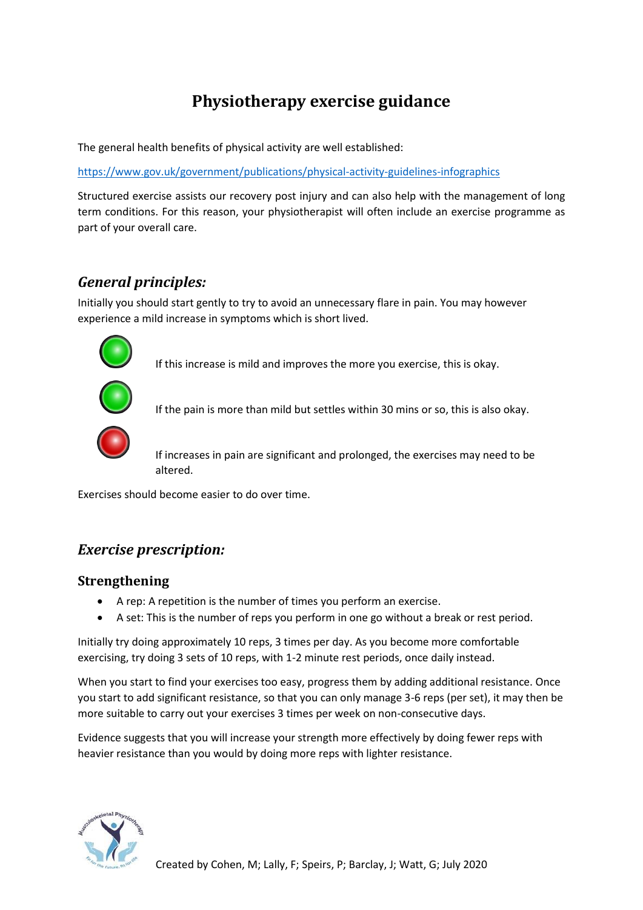# Physiotherapy exercise guidance

The general health benefits of physical activity are well established:

https://www.gov.uk/government/publications/physical-activity-guidelines-infographics

Structured exercise assists our recovery post injury and can also help with the management of long term conditions. For this reason, your physiotherapist will often include an exercise programme as part of your overall care.

## *General principles:*

Initially you should start gently to try to avoid an unnecessary flare in pain. You may however experience a mild increase in symptoms which is short lived.

- If this increase is mild and improves the more you exercise, this is okay.
- If the pain is more than mild but settles within 30 mins or so, this is also okay.
- If increases in pain are significant and prolonged, the exercises may need to be altered.

Exercises should become easier to do over time.

## *Exercise prescription:*

### Strengthening

- A rep: A repetition is the number of times you perform an exercise.
- A set: This is the number of reps you perform in one go without a break or rest period.

Initially try doing approximately 10 reps, 3 times per day. As you become more comfortable exercising, try doing 3 sets of 10 reps, with 1-2 minute rest periods, once daily instead.

When you start to find your exercises too easy, progress them by adding additional resistance. Once you start to add significant resistance, so that you can only manage 3-6 reps (per set), it may then be more suitable to carry out your exercises 3 times per week on non-consecutive days.

Evidence suggests that you will increase your strength more effectively by doing fewer reps with heavier resistance than you would by doing more reps with lighter resistance.

Created by Cohen, M; Lally, F; Speirs, P; Barclay, J; Watt, G; July 2020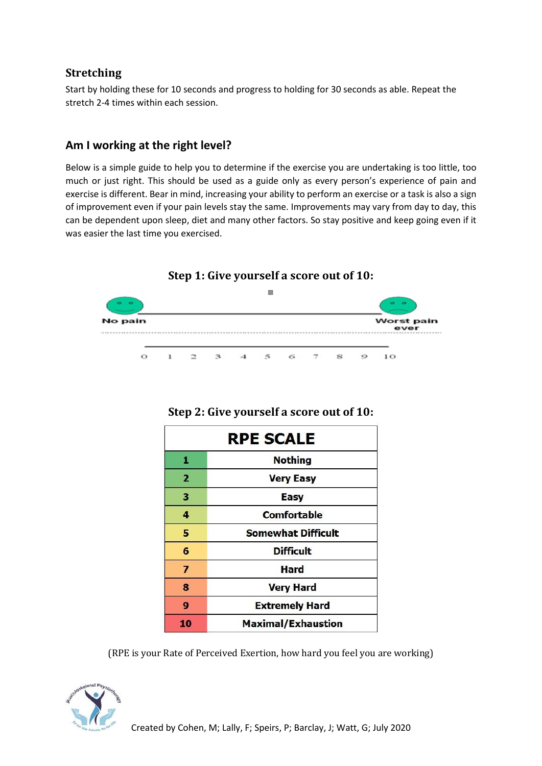## Stretching

Start by holding these for 10 seconds and progress to holding for 30 seconds as able. Repeat the stretch 2-4 times within each session.

## Am I working at the right level?

Below is a simple guide to help you to determine if the exercise you are undertaking is too little, too much or just right. This should be used as a guide only as every person's experience of pain and exercise is different. Bear in mind, increasing your ability to perform an exercise or a task is also a sign of improvement even if your pain levels stay the same. Improvements may vary from day to day, this can be dependent upon sleep, diet and many other factors. So stay positive and keep going even if it was easier the last time you exercised.

### Step 1: Give yourself a score out of 10:

No pain — Worst pain ever

0 1 2 3 4 5 6 7 8 9 10

### Step 2: Give yourself a score out of 10:

| RPE SCALE | |
|---|---|
| 1 | Nothing |
| 2 | Very Easy |
| 3 | Easy |
| 4 | Comfortable |
| 5 | Somewhat Difficult |
| 6 | Difficult |
| 7 | Hard |
| 8 | Very Hard |
| 9 | Extremely Hard |
| 10 | Maximal/Exhaustion |

(RPE is your Rate of Perceived Exertion, how hard you feel you are working)

Created by Cohen, M; Lally, F; Speirs, P; Barclay, J; Watt, G; July 2020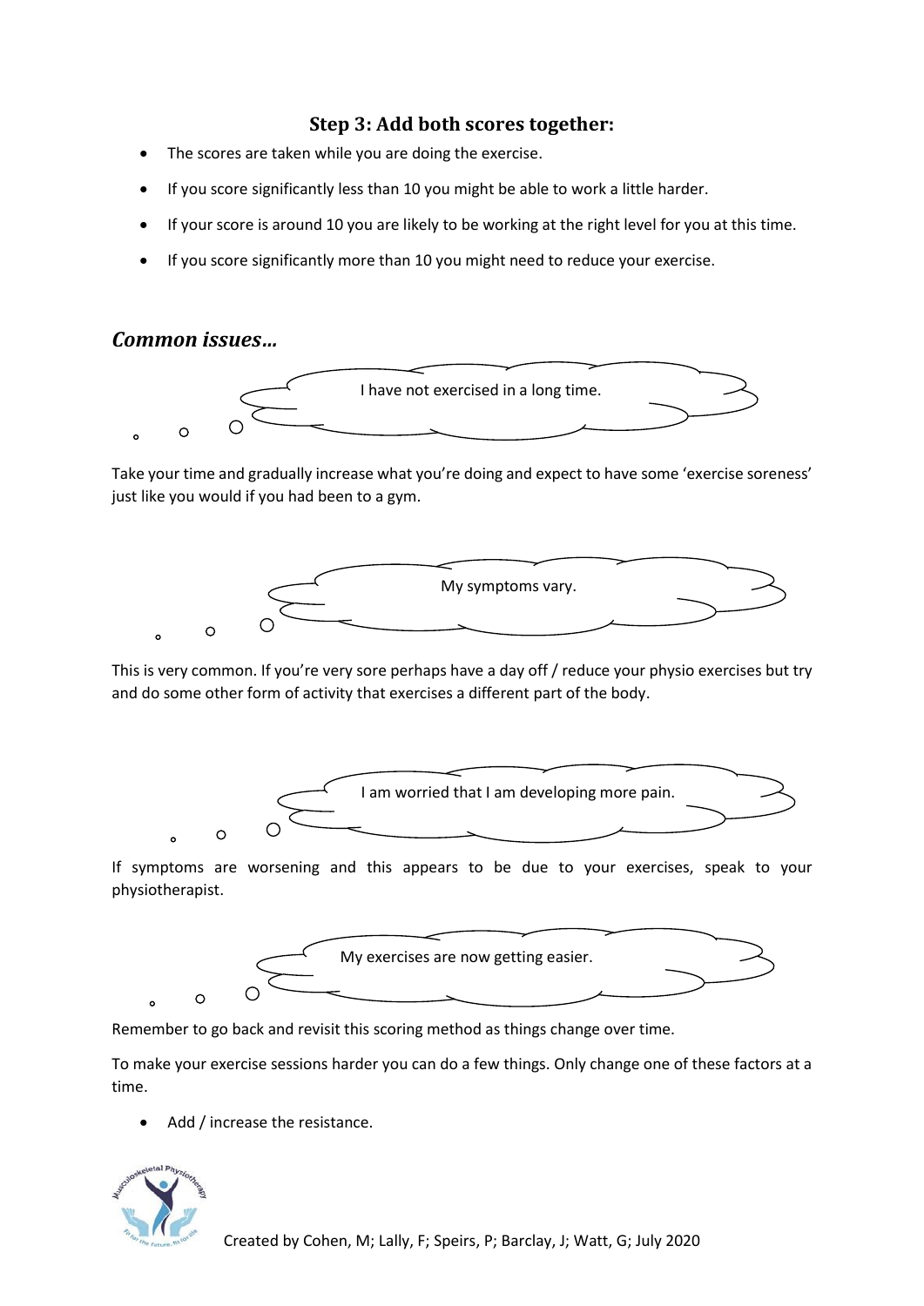## Step 3: Add both scores together:

- The scores are taken while you are doing the exercise.
- If you score significantly less than 10 you might be able to work a little harder.
- If your score is around 10 you are likely to be working at the right level for you at this time.
- If you score significantly more than 10 you might need to reduce your exercise.

### *Common issues…*

I have not exercised in a long time.

Take your time and gradually increase what you're doing and expect to have some 'exercise soreness' just like you would if you had been to a gym.

My symptoms vary.

This is very common. If you're very sore perhaps have a day off / reduce your physio exercises but try and do some other form of activity that exercises a different part of the body.

I am worried that I am developing more pain.

If symptoms are worsening and this appears to be due to your exercises, speak to your physiotherapist.

My exercises are now getting easier.

Remember to go back and revisit this scoring method as things change over time.

To make your exercise sessions harder you can do a few things. Only change one of these factors at a time.

- Add / increase the resistance.

Created by Cohen, M; Lally, F; Speirs, P; Barclay, J; Watt, G; July 2020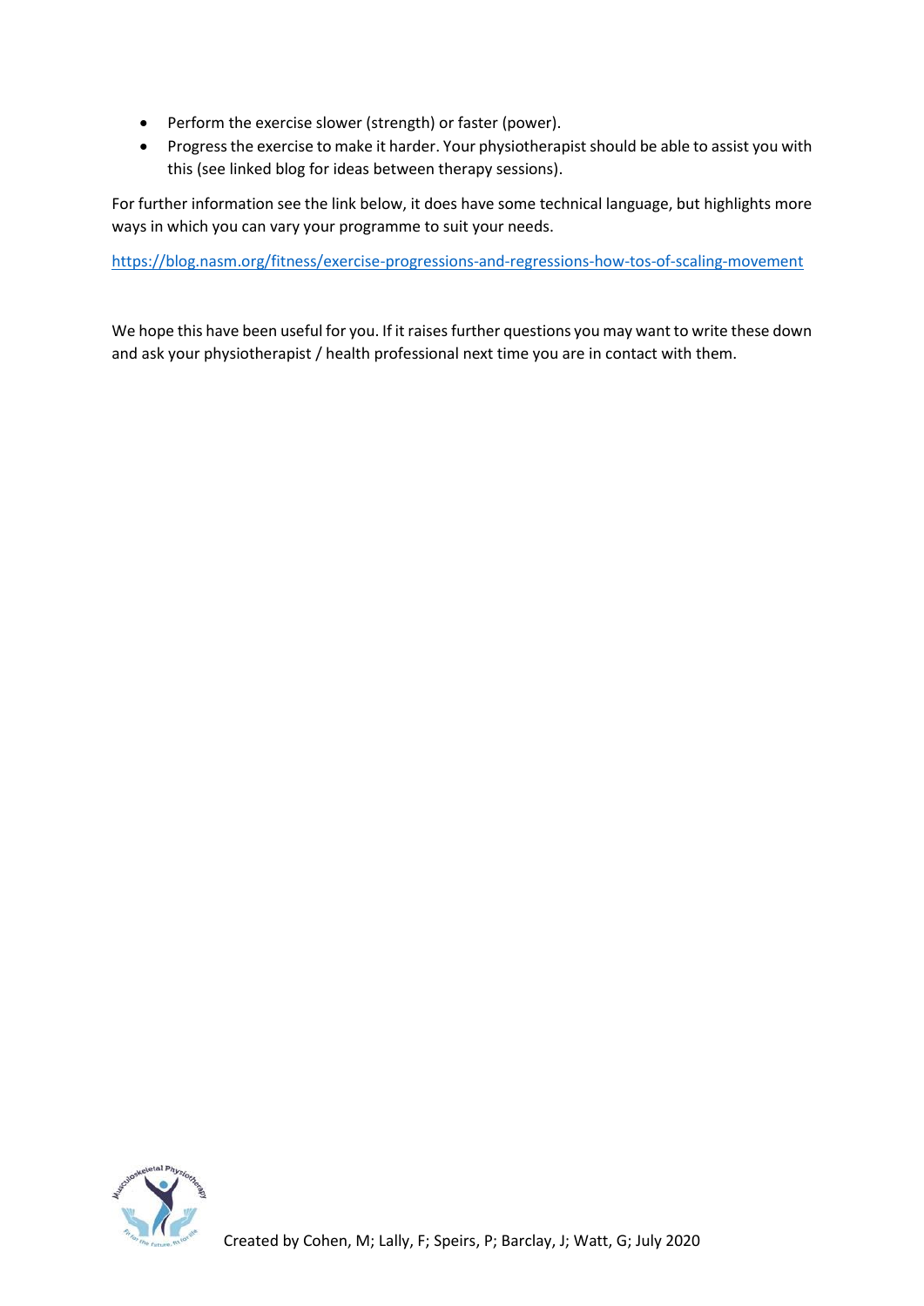- Perform the exercise slower (strength) or faster (power).
- Progress the exercise to make it harder. Your physiotherapist should be able to assist you with this (see linked blog for ideas between therapy sessions).

For further information see the link below, it does have some technical language, but highlights more ways in which you can vary your programme to suit your needs.

https://blog.nasm.org/fitness/exercise-progressions-and-regressions-how-tos-of-scaling-movement

We hope this have been useful for you. If it raises further questions you may want to write these down and ask your physiotherapist / health professional next time you are in contact with them.

Created by Cohen, M; Lally, F; Speirs, P; Barclay, J; Watt, G; July 2020